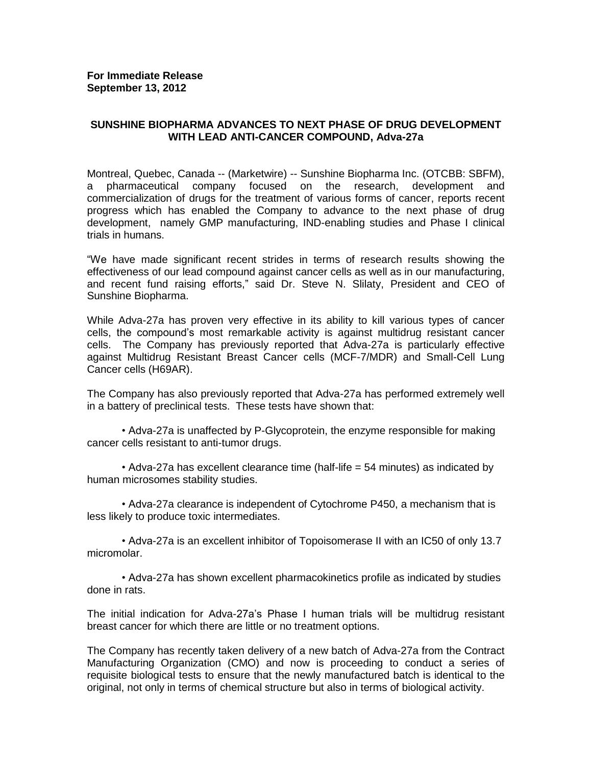**For Immediate Release**
**September 13, 2012**

## SUNSHINE BIOPHARMA ADVANCES TO NEXT PHASE OF DRUG DEVELOPMENT WITH LEAD ANTI-CANCER COMPOUND, Adva-27a

Montreal, Quebec, Canada -- (Marketwire) -- Sunshine Biopharma Inc. (OTCBB: SBFM), a pharmaceutical company focused on the research, development and commercialization of drugs for the treatment of various forms of cancer, reports recent progress which has enabled the Company to advance to the next phase of drug development, namely GMP manufacturing, IND-enabling studies and Phase I clinical trials in humans.

"We have made significant recent strides in terms of research results showing the effectiveness of our lead compound against cancer cells as well as in our manufacturing, and recent fund raising efforts," said Dr. Steve N. Slilaty, President and CEO of Sunshine Biopharma.

While Adva-27a has proven very effective in its ability to kill various types of cancer cells, the compound's most remarkable activity is against multidrug resistant cancer cells. The Company has previously reported that Adva-27a is particularly effective against Multidrug Resistant Breast Cancer cells (MCF-7/MDR) and Small-Cell Lung Cancer cells (H69AR).

The Company has also previously reported that Adva-27a has performed extremely well in a battery of preclinical tests. These tests have shown that:

- Adva-27a is unaffected by P-Glycoprotein, the enzyme responsible for making cancer cells resistant to anti-tumor drugs.
- Adva-27a has excellent clearance time (half-life = 54 minutes) as indicated by human microsomes stability studies.
- Adva-27a clearance is independent of Cytochrome P450, a mechanism that is less likely to produce toxic intermediates.
- Adva-27a is an excellent inhibitor of Topoisomerase II with an IC50 of only 13.7 micromolar.
- Adva-27a has shown excellent pharmacokinetics profile as indicated by studies done in rats.

The initial indication for Adva-27a's Phase I human trials will be multidrug resistant breast cancer for which there are little or no treatment options.

The Company has recently taken delivery of a new batch of Adva-27a from the Contract Manufacturing Organization (CMO) and now is proceeding to conduct a series of requisite biological tests to ensure that the newly manufactured batch is identical to the original, not only in terms of chemical structure but also in terms of biological activity.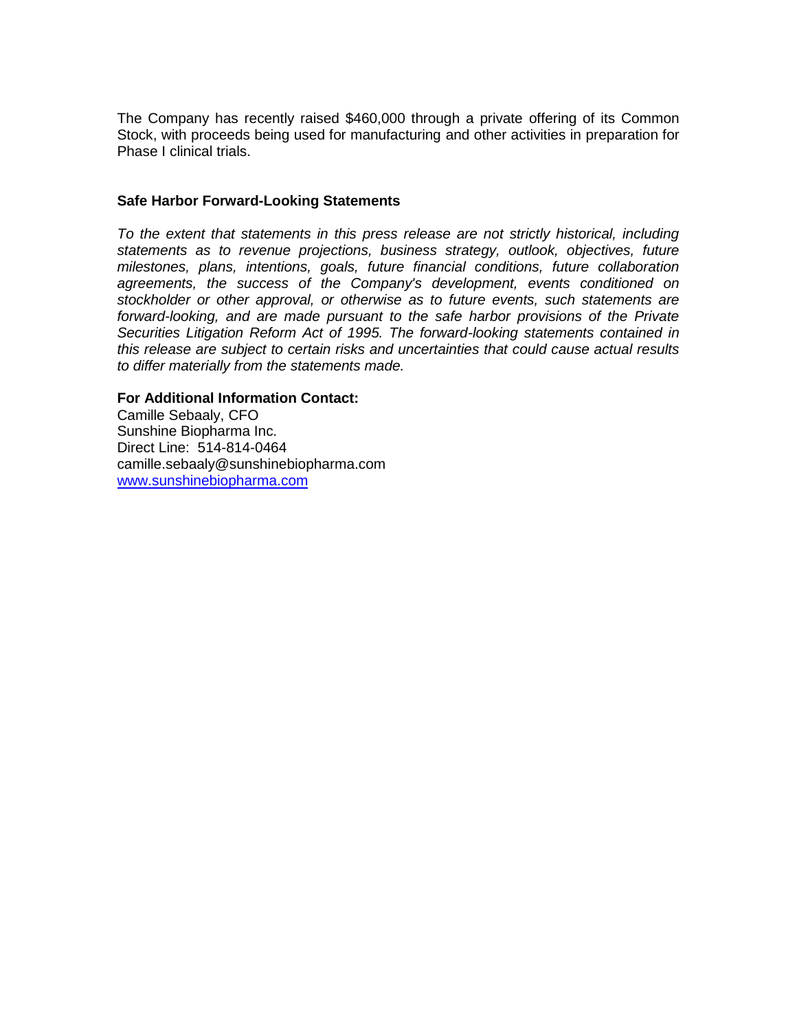The Company has recently raised $460,000 through a private offering of its Common Stock, with proceeds being used for manufacturing and other activities in preparation for Phase I clinical trials.

**Safe Harbor Forward-Looking Statements**

*To the extent that statements in this press release are not strictly historical, including statements as to revenue projections, business strategy, outlook, objectives, future milestones, plans, intentions, goals, future financial conditions, future collaboration agreements, the success of the Company's development, events conditioned on stockholder or other approval, or otherwise as to future events, such statements are forward-looking, and are made pursuant to the safe harbor provisions of the Private Securities Litigation Reform Act of 1995. The forward-looking statements contained in this release are subject to certain risks and uncertainties that could cause actual results to differ materially from the statements made.*

**For Additional Information Contact:**
Camille Sebaaly, CFO
Sunshine Biopharma Inc.
Direct Line: 514-814-0464
camille.sebaaly@sunshinebiopharma.com
[www.sunshinebiopharma.com](http://www.sunshinebiopharma.com)